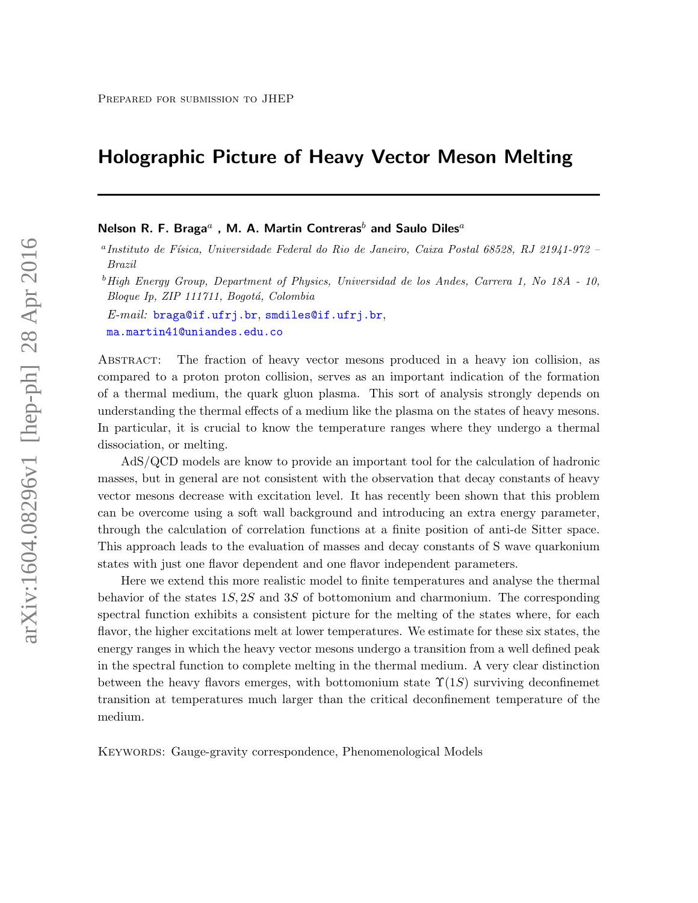Prepared for submission to JHEP

# Holographic Picture of Heavy Vector Meson Melting

**Nelson R. F. Braga**[a] **, M. A. Martin Contreras**[b] **and Saulo Diles**[a]

[a]*Instituto de Física, Universidade Federal do Rio de Janeiro, Caixa Postal 68528, RJ 21941-972 – Brazil*

[b]*High Energy Group, Department of Physics, Universidad de los Andes, Carrera 1, No 18A - 10, Bloque Ip, ZIP 111711, Bogotá, Colombia*

*E-mail:* braga@if.ufrj.br, smdiles@if.ufrj.br, ma.martin41@uniandes.edu.co

Abstract: The fraction of heavy vector mesons produced in a heavy ion collision, as compared to a proton proton collision, serves as an important indication of the formation of a thermal medium, the quark gluon plasma. This sort of analysis strongly depends on understanding the thermal effects of a medium like the plasma on the states of heavy mesons. In particular, it is crucial to know the temperature ranges where they undergo a thermal dissociation, or melting.

AdS/QCD models are know to provide an important tool for the calculation of hadronic masses, but in general are not consistent with the observation that decay constants of heavy vector mesons decrease with excitation level. It has recently been shown that this problem can be overcome using a soft wall background and introducing an extra energy parameter, through the calculation of correlation functions at a finite position of anti-de Sitter space. This approach leads to the evaluation of masses and decay constants of S wave quarkonium states with just one flavor dependent and one flavor independent parameters.

Here we extend this more realistic model to finite temperatures and analyse the thermal behavior of the states $1S, 2S$ and $3S$ of bottomonium and charmonium. The corresponding spectral function exhibits a consistent picture for the melting of the states where, for each flavor, the higher excitations melt at lower temperatures. We estimate for these six states, the energy ranges in which the heavy vector mesons undergo a transition from a well defined peak in the spectral function to complete melting in the thermal medium. A very clear distinction between the heavy flavors emerges, with bottomonium state $\Upsilon(1S)$ surviving deconfinemet transition at temperatures much larger than the critical deconfinement temperature of the medium.

Keywords: Gauge-gravity correspondence, Phenomenological Models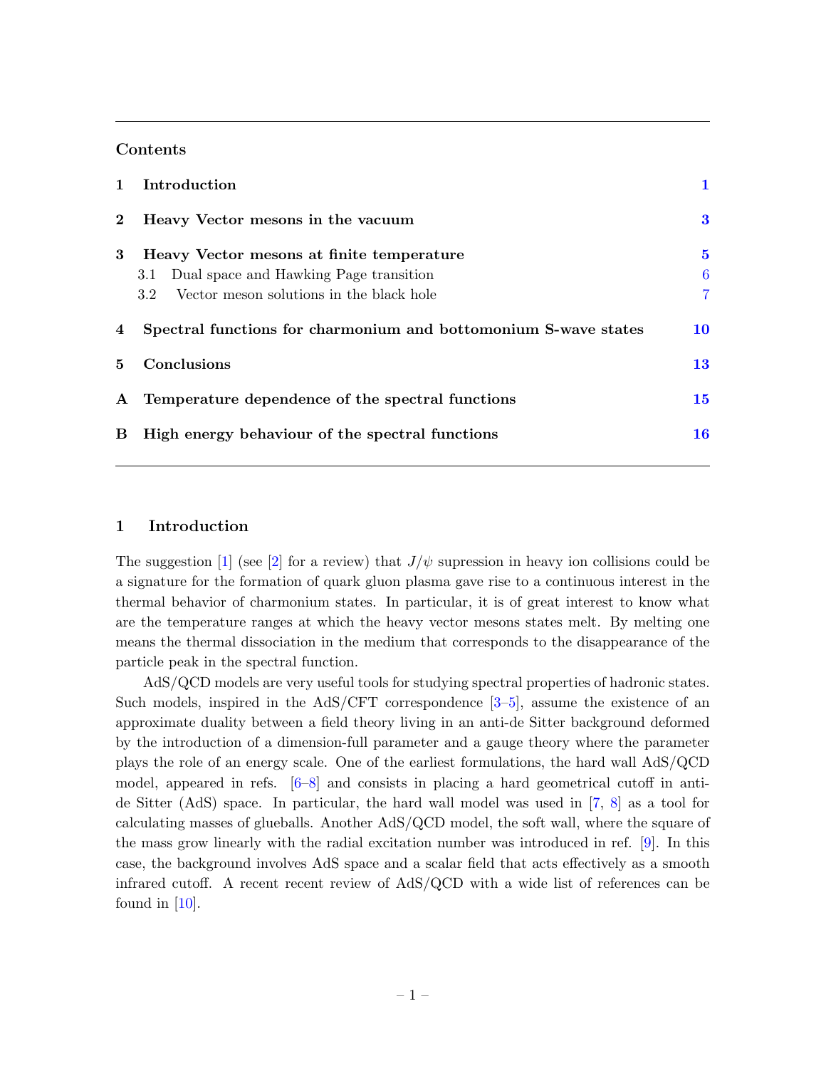## Contents

| | | |
|---|---|---|
| **1** | **Introduction** | **1** |
| **2** | **Heavy Vector mesons in the vacuum** | **3** |
| **3** | **Heavy Vector mesons at finite temperature** | **5** |
| | 3.1 Dual space and Hawking Page transition | 6 |
| | 3.2 Vector meson solutions in the black hole | 7 |
| **4** | **Spectral functions for charmonium and bottomonium S-wave states** | **10** |
| **5** | **Conclusions** | **13** |
| **A** | **Temperature dependence of the spectral functions** | **15** |
| **B** | **High energy behaviour of the spectral functions** | **16** |

## 1 Introduction

The suggestion [1] (see [2] for a review) that $J/\psi$ supression in heavy ion collisions could be a signature for the formation of quark gluon plasma gave rise to a continuous interest in the thermal behavior of charmonium states. In particular, it is of great interest to know what are the temperature ranges at which the heavy vector mesons states melt. By melting one means the thermal dissociation in the medium that corresponds to the disappearance of the particle peak in the spectral function.

AdS/QCD models are very useful tools for studying spectral properties of hadronic states. Such models, inspired in the AdS/CFT correspondence [3–5], assume the existence of an approximate duality between a field theory living in an anti-de Sitter background deformed by the introduction of a dimension-full parameter and a gauge theory where the parameter plays the role of an energy scale. One of the earliest formulations, the hard wall AdS/QCD model, appeared in refs. [6–8] and consists in placing a hard geometrical cutoff in anti-de Sitter (AdS) space. In particular, the hard wall model was used in [7, 8] as a tool for calculating masses of glueballs. Another AdS/QCD model, the soft wall, where the square of the mass grow linearly with the radial excitation number was introduced in ref. [9]. In this case, the background involves AdS space and a scalar field that acts effectively as a smooth infrared cutoff. A recent recent review of AdS/QCD with a wide list of references can be found in [10].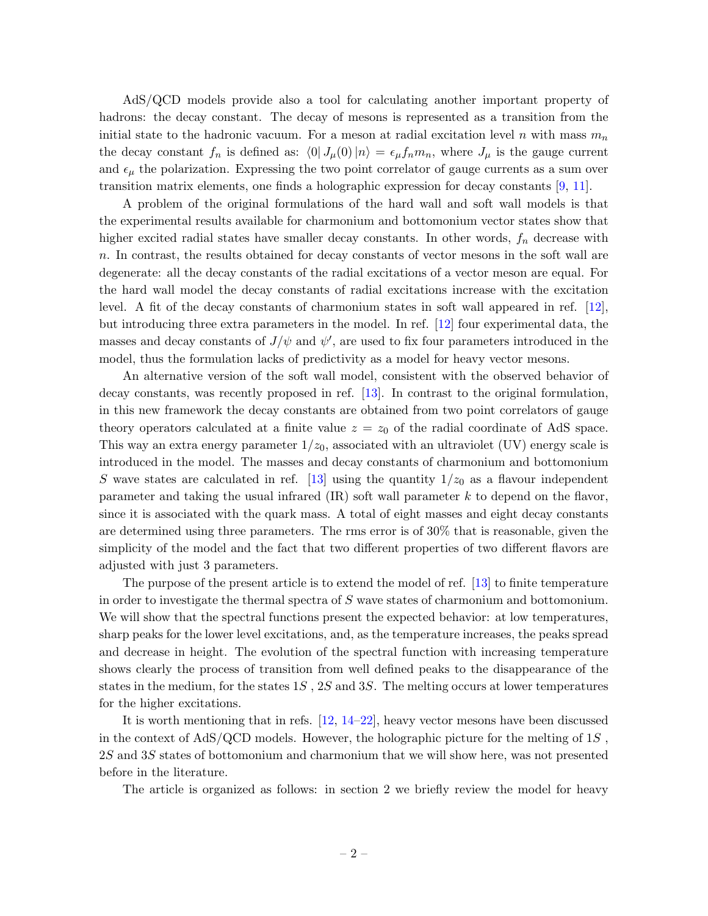AdS/QCD models provide also a tool for calculating another important property of hadrons: the decay constant. The decay of mesons is represented as a transition from the initial state to the hadronic vacuum. For a meson at radial excitation level $n$ with mass $m_n$ the decay constant $f_n$ is defined as: $\langle 0 | J_\mu(0) | n \rangle = \epsilon_\mu f_n m_n$, where $J_\mu$ is the gauge current and $\epsilon_\mu$ the polarization. Expressing the two point correlator of gauge currents as a sum over transition matrix elements, one finds a holographic expression for decay constants [9, 11].

A problem of the original formulations of the hard wall and soft wall models is that the experimental results available for charmonium and bottomonium vector states show that higher excited radial states have smaller decay constants. In other words, $f_n$ decrease with $n$. In contrast, the results obtained for decay constants of vector mesons in the soft wall are degenerate: all the decay constants of the radial excitations of a vector meson are equal. For the hard wall model the decay constants of radial excitations increase with the excitation level. A fit of the decay constants of charmonium states in soft wall appeared in ref. [12], but introducing three extra parameters in the model. In ref. [12] four experimental data, the masses and decay constants of $J/\psi$ and $\psi'$, are used to fix four parameters introduced in the model, thus the formulation lacks of predictivity as a model for heavy vector mesons.

An alternative version of the soft wall model, consistent with the observed behavior of decay constants, was recently proposed in ref. [13]. In contrast to the original formulation, in this new framework the decay constants are obtained from two point correlators of gauge theory operators calculated at a finite value $z = z_0$ of the radial coordinate of AdS space. This way an extra energy parameter $1/z_0$, associated with an ultraviolet (UV) energy scale is introduced in the model. The masses and decay constants of charmonium and bottomonium $S$ wave states are calculated in ref. [13] using the quantity $1/z_0$ as a flavour independent parameter and taking the usual infrared (IR) soft wall parameter $k$ to depend on the flavor, since it is associated with the quark mass. A total of eight masses and eight decay constants are determined using three parameters. The rms error is of 30% that is reasonable, given the simplicity of the model and the fact that two different properties of two different flavors are adjusted with just 3 parameters.

The purpose of the present article is to extend the model of ref. [13] to finite temperature in order to investigate the thermal spectra of $S$ wave states of charmonium and bottomonium. We will show that the spectral functions present the expected behavior: at low temperatures, sharp peaks for the lower level excitations, and, as the temperature increases, the peaks spread and decrease in height. The evolution of the spectral function with increasing temperature shows clearly the process of transition from well defined peaks to the disappearance of the states in the medium, for the states $1S$ , $2S$ and $3S$. The melting occurs at lower temperatures for the higher excitations.

It is worth mentioning that in refs. [12, 14–22], heavy vector mesons have been discussed in the context of AdS/QCD models. However, the holographic picture for the melting of $1S$ , $2S$ and $3S$ states of bottomonium and charmonium that we will show here, was not presented before in the literature.

The article is organized as follows: in section 2 we briefly review the model for heavy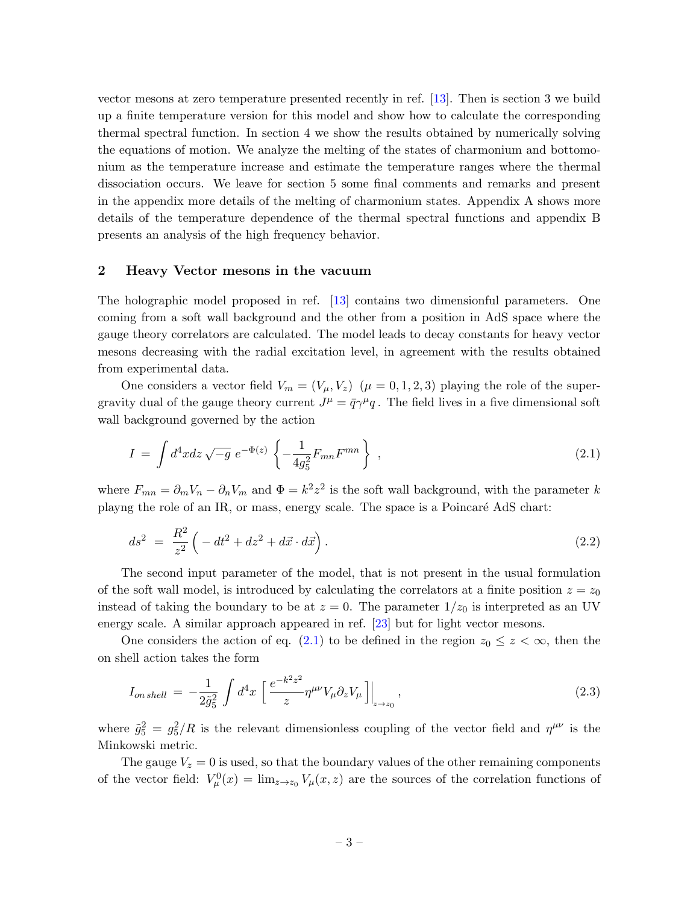vector mesons at zero temperature presented recently in ref. [13]. Then is section 3 we build up a finite temperature version for this model and show how to calculate the corresponding thermal spectral function. In section 4 we show the results obtained by numerically solving the equations of motion. We analyze the melting of the states of charmonium and bottomonium as the temperature increase and estimate the temperature ranges where the thermal dissociation occurs. We leave for section 5 some final comments and remarks and present in the appendix more details of the melting of charmonium states. Appendix A shows more details of the temperature dependence of the thermal spectral functions and appendix B presents an analysis of the high frequency behavior.

## 2 Heavy Vector mesons in the vacuum

The holographic model proposed in ref. [13] contains two dimensionful parameters. One coming from a soft wall background and the other from a position in AdS space where the gauge theory correlators are calculated. The model leads to decay constants for heavy vector mesons decreasing with the radial excitation level, in agreement with the results obtained from experimental data.

One considers a vector field $V_m = (V_\mu, V_z)$ $(\mu = 0, 1, 2, 3)$ playing the role of the supergravity dual of the gauge theory current $J^\mu = \bar{q}\gamma^\mu q$. The field lives in a five dimensional soft wall background governed by the action

$$I = \int d^4x dz \sqrt{-g}\, e^{-\Phi(z)} \left\{ -\frac{1}{4g_5^2} F_{mn} F^{mn} \right\} , \tag{2.1}$$

where $F_{mn} = \partial_m V_n - \partial_n V_m$ and $\Phi = k^2 z^2$ is the soft wall background, with the parameter $k$ playng the role of an IR, or mass, energy scale. The space is a Poincaré AdS chart:

$$ds^2 = \frac{R^2}{z^2} \Big( -dt^2 + dz^2 + d\vec{x} \cdot d\vec{x} \Big) . \tag{2.2}$$

The second input parameter of the model, that is not present in the usual formulation of the soft wall model, is introduced by calculating the correlators at a finite position $z = z_0$ instead of taking the boundary to be at $z = 0$. The parameter $1/z_0$ is interpreted as an UV energy scale. A similar approach appeared in ref. [23] but for light vector mesons.

One considers the action of eq. (2.1) to be defined in the region $z_0 \leq z < \infty$, then the on shell action takes the form

$$I_{on\,shell} = -\frac{1}{2\tilde{g}_5^2} \int d^4x \, \Big[ \frac{e^{-k^2 z^2}}{z} \eta^{\mu\nu} V_\mu \partial_z V_\mu \Big]\Big|_{z \to z_0} , \tag{2.3}$$

where $\tilde{g}_5^2 = g_5^2/R$ is the relevant dimensionless coupling of the vector field and $\eta^{\mu\nu}$ is the Minkowski metric.

The gauge $V_z = 0$ is used, so that the boundary values of the other remaining components of the vector field: $V_\mu^0(x) = \lim_{z \to z_0} V_\mu(x, z)$ are the sources of the correlation functions of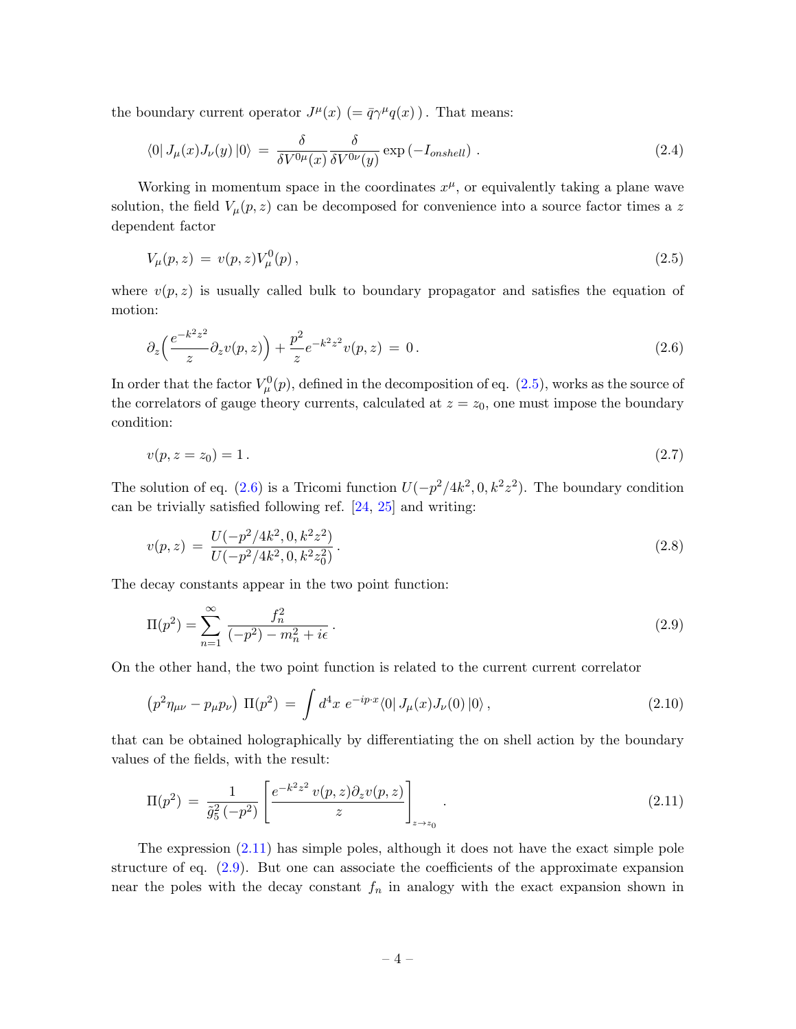the boundary current operator $J^{\mu}(x)$ $(= \bar{q}\gamma^{\mu}q(x))$. That means:

$$\langle 0|\, J_{\mu}(x)J_{\nu}(y)\, |0\rangle \,=\, \frac{\delta}{\delta V^{0\mu}(x)}\frac{\delta}{\delta V^{0\nu}(y)}\exp\left(-I_{onshell}\right)\,. \tag{2.4}$$

Working in momentum space in the coordinates $x^{\mu}$, or equivalently taking a plane wave solution, the field $V_{\mu}(p,z)$ can be decomposed for convenience into a source factor times a $z$ dependent factor

$$V_{\mu}(p,z) \,=\, v(p,z)V^{0}_{\mu}(p)\,, \tag{2.5}$$

where $v(p,z)$ is usually called bulk to boundary propagator and satisfies the equation of motion:

$$\partial_z\Big(\frac{e^{-k^2z^2}}{z}\partial_z v(p,z)\Big) + \frac{p^2}{z}e^{-k^2z^2}v(p,z) \,=\, 0\,. \tag{2.6}$$

In order that the factor $V^{0}_{\mu}(p)$, defined in the decomposition of eq. (2.5), works as the source of the correlators of gauge theory currents, calculated at $z = z_0$, one must impose the boundary condition:

$$v(p, z = z_0) = 1\,. \tag{2.7}$$

The solution of eq. (2.6) is a Tricomi function $U(-p^2/4k^2, 0, k^2z^2)$. The boundary condition can be trivially satisfied following ref. [24, 25] and writing:

$$v(p,z) \,=\, \frac{U(-p^2/4k^2, 0, k^2z^2)}{U(-p^2/4k^2, 0, k^2z_0^2)}\,. \tag{2.8}$$

The decay constants appear in the two point function:

$$\Pi(p^2) = \sum_{n=1}^{\infty}\frac{f_n^2}{(-p^2) - m_n^2 + i\epsilon}\,. \tag{2.9}$$

On the other hand, the two point function is related to the current current correlator

$$\left(p^2\eta_{\mu\nu} - p_{\mu}p_{\nu}\right)\,\Pi(p^2) \,=\, \int d^4x\; e^{-ip\cdot x}\langle 0|\, J_{\mu}(x)J_{\nu}(0)\,|0\rangle\,, \tag{2.10}$$

that can be obtained holographically by differentiating the on shell action by the boundary values of the fields, with the result:

$$\Pi(p^2) \,=\, \frac{1}{\tilde{g}_5^2\,(-p^2)}\left[\frac{e^{-k^2z^2}\,v(p,z)\partial_z v(p,z)}{z}\right]_{z\to z_0}\,. \tag{2.11}$$

The expression (2.11) has simple poles, although it does not have the exact simple pole structure of eq. (2.9). But one can associate the coefficients of the approximate expansion near the poles with the decay constant $f_n$ in analogy with the exact expansion shown in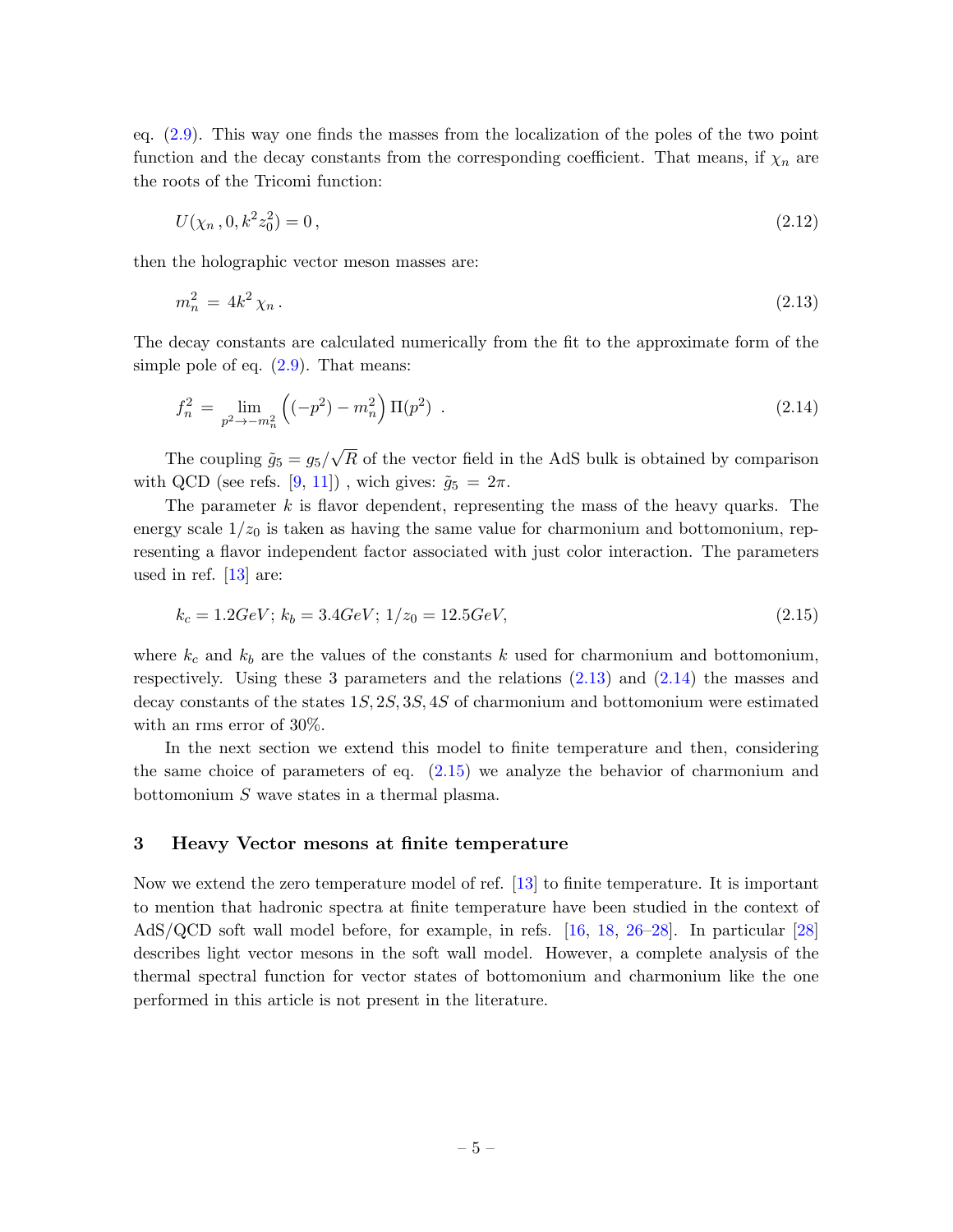eq. (2.9). This way one finds the masses from the localization of the poles of the two point function and the decay constants from the corresponding coefficient. That means, if $\chi_n$ are the roots of the Tricomi function:

$$U(\chi_n\,, 0, k^2 z_0^2) = 0\,, \tag{2.12}$$

then the holographic vector meson masses are:

$$m_n^2 \,=\, 4k^2\,\chi_n\,. \tag{2.13}$$

The decay constants are calculated numerically from the fit to the approximate form of the simple pole of eq. (2.9). That means:

$$f_n^2 \,=\, \lim_{p^2 \to -m_n^2} \left( (-p^2) - m_n^2 \right) \Pi(p^2) \;\;. \tag{2.14}$$

The coupling $\tilde{g}_5 = g_5/\sqrt{R}$ of the vector field in the AdS bulk is obtained by comparison with QCD (see refs. [9, 11]) , wich gives: $\tilde{g}_5 \,=\, 2\pi$.

The parameter $k$ is flavor dependent, representing the mass of the heavy quarks. The energy scale $1/z_0$ is taken as having the same value for charmonium and bottomonium, representing a flavor independent factor associated with just color interaction. The parameters used in ref. [13] are:

$$k_c = 1.2GeV;\; k_b = 3.4GeV;\; 1/z_0 = 12.5GeV, \tag{2.15}$$

where $k_c$ and $k_b$ are the values of the constants $k$ used for charmonium and bottomonium, respectively. Using these 3 parameters and the relations (2.13) and (2.14) the masses and decay constants of the states $1S, 2S, 3S, 4S$ of charmonium and bottomonium were estimated with an rms error of 30%.

In the next section we extend this model to finite temperature and then, considering the same choice of parameters of eq. (2.15) we analyze the behavior of charmonium and bottomonium $S$ wave states in a thermal plasma.

## 3 Heavy Vector mesons at finite temperature

Now we extend the zero temperature model of ref. [13] to finite temperature. It is important to mention that hadronic spectra at finite temperature have been studied in the context of AdS/QCD soft wall model before, for example, in refs. [16, 18, 26–28]. In particular [28] describes light vector mesons in the soft wall model. However, a complete analysis of the thermal spectral function for vector states of bottomonium and charmonium like the one performed in this article is not present in the literature.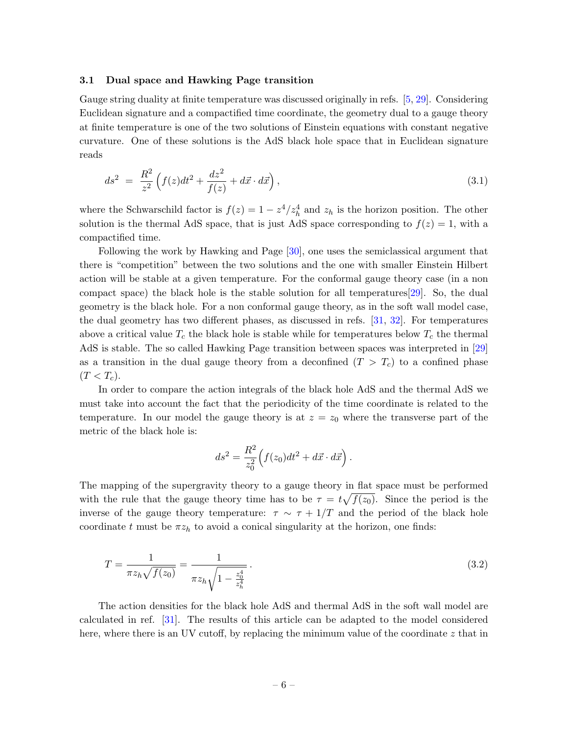### 3.1 Dual space and Hawking Page transition

Gauge string duality at finite temperature was discussed originally in refs. [5, 29]. Considering Euclidean signature and a compactified time coordinate, the geometry dual to a gauge theory at finite temperature is one of the two solutions of Einstein equations with constant negative curvature. One of these solutions is the AdS black hole space that in Euclidean signature reads

$$ds^2 \;=\; \frac{R^2}{z^2}\left(f(z)dt^2 + \frac{dz^2}{f(z)} + d\vec{x}\cdot d\vec{x}\right), \tag{3.1}$$

where the Schwarschild factor is $f(z) = 1 - z^4/z_h^4$ and $z_h$ is the horizon position. The other solution is the thermal AdS space, that is just AdS space corresponding to $f(z) = 1$, with a compactified time.

Following the work by Hawking and Page [30], one uses the semiclassical argument that there is "competition" between the two solutions and the one with smaller Einstein Hilbert action will be stable at a given temperature. For the conformal gauge theory case (in a non compact space) the black hole is the stable solution for all temperatures[29]. So, the dual geometry is the black hole. For a non conformal gauge theory, as in the soft wall model case, the dual geometry has two different phases, as discussed in refs. [31, 32]. For temperatures above a critical value $T_c$ the black hole is stable while for temperatures below $T_c$ the thermal AdS is stable. The so called Hawking Page transition between spaces was interpreted in [29] as a transition in the dual gauge theory from a deconfined ($T > T_c$) to a confined phase ($T < T_c$).

In order to compare the action integrals of the black hole AdS and the thermal AdS we must take into account the fact that the periodicity of the time coordinate is related to the temperature. In our model the gauge theory is at $z = z_0$ where the transverse part of the metric of the black hole is:

$$ds^2 = \frac{R^2}{z_0^2}\Big(f(z_0)dt^2 + d\vec{x}\cdot d\vec{x}\Big)\,.$$

The mapping of the supergravity theory to a gauge theory in flat space must be performed with the rule that the gauge theory time has to be $\tau = t\sqrt{f(z_0)}$. Since the period is the inverse of the gauge theory temperature: $\tau \sim \tau + 1/T$ and the period of the black hole coordinate $t$ must be $\pi z_h$ to avoid a conical singularity at the horizon, one finds:

$$T = \frac{1}{\pi z_h\sqrt{f(z_0)}} = \frac{1}{\pi z_h\sqrt{1 - \frac{z_0^4}{z_h^4}}}\,. \tag{3.2}$$

The action densities for the black hole AdS and thermal AdS in the soft wall model are calculated in ref. [31]. The results of this article can be adapted to the model considered here, where there is an UV cutoff, by replacing the minimum value of the coordinate $z$ that in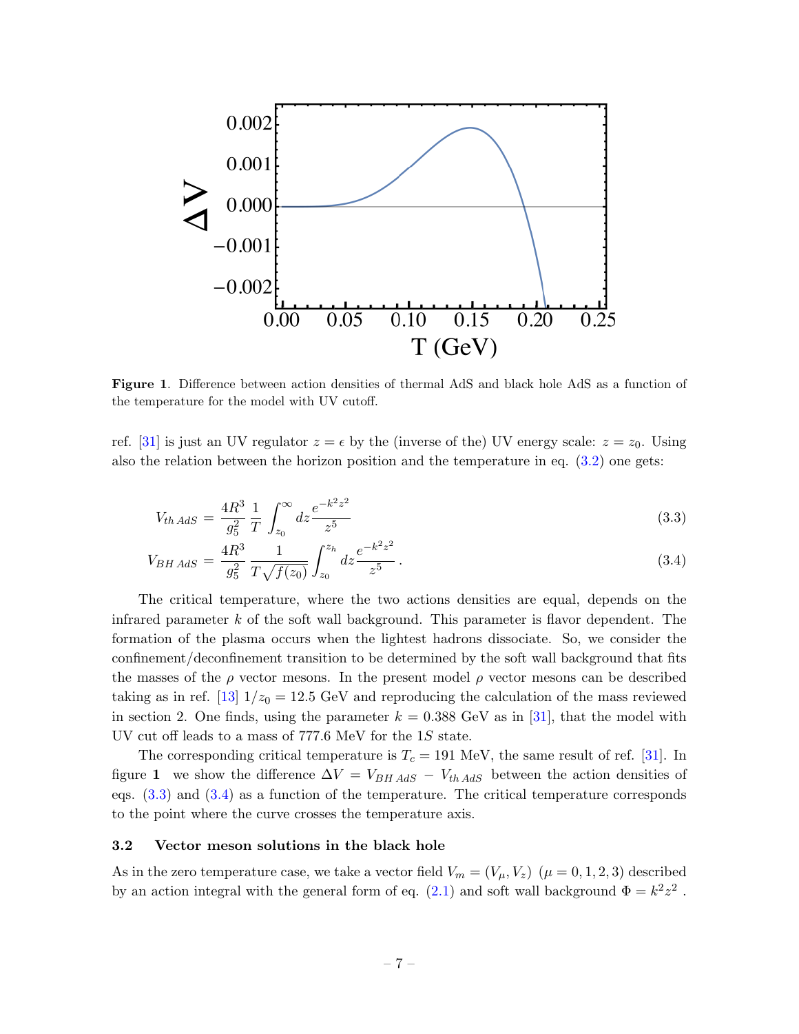**Figure 1**. Difference between action densities of thermal AdS and black hole AdS as a function of the temperature for the model with UV cutoff.

ref. [31] is just an UV regulator $z = \epsilon$ by the (inverse of the) UV energy scale: $z = z_0$. Using also the relation between the horizon position and the temperature in eq. (3.2) one gets:

$$V_{th\,AdS} = \frac{4R^3}{g_5^2} \frac{1}{T} \int_{z_0}^{\infty} dz \frac{e^{-k^2 z^2}}{z^5} \tag{3.3}$$

$$V_{BH\,AdS} = \frac{4R^3}{g_5^2} \frac{1}{T\sqrt{f(z_0)}} \int_{z_0}^{z_h} dz \frac{e^{-k^2 z^2}}{z^5} \,. \tag{3.4}$$

The critical temperature, where the two actions densities are equal, depends on the infrared parameter $k$ of the soft wall background. This parameter is flavor dependent. The formation of the plasma occurs when the lightest hadrons dissociate. So, we consider the confinement/deconfinement transition to be determined by the soft wall background that fits the masses of the $\rho$ vector mesons. In the present model $\rho$ vector mesons can be described taking as in ref. [13] $1/z_0 = 12.5$ GeV and reproducing the calculation of the mass reviewed in section 2. One finds, using the parameter $k = 0.388$ GeV as in [31], that the model with UV cut off leads to a mass of 777.6 MeV for the $1S$ state.

The corresponding critical temperature is $T_c = 191$ MeV, the same result of ref. [31]. In figure **1** we show the difference $\Delta V = V_{BH\,AdS} - V_{th\,AdS}$ between the action densities of eqs. (3.3) and (3.4) as a function of the temperature. The critical temperature corresponds to the point where the curve crosses the temperature axis.

### 3.2 Vector meson solutions in the black hole

As in the zero temperature case, we take a vector field $V_m = (V_\mu, V_z)$ $(\mu = 0, 1, 2, 3)$ described by an action integral with the general form of eq. (2.1) and soft wall background $\Phi = k^2 z^2$ .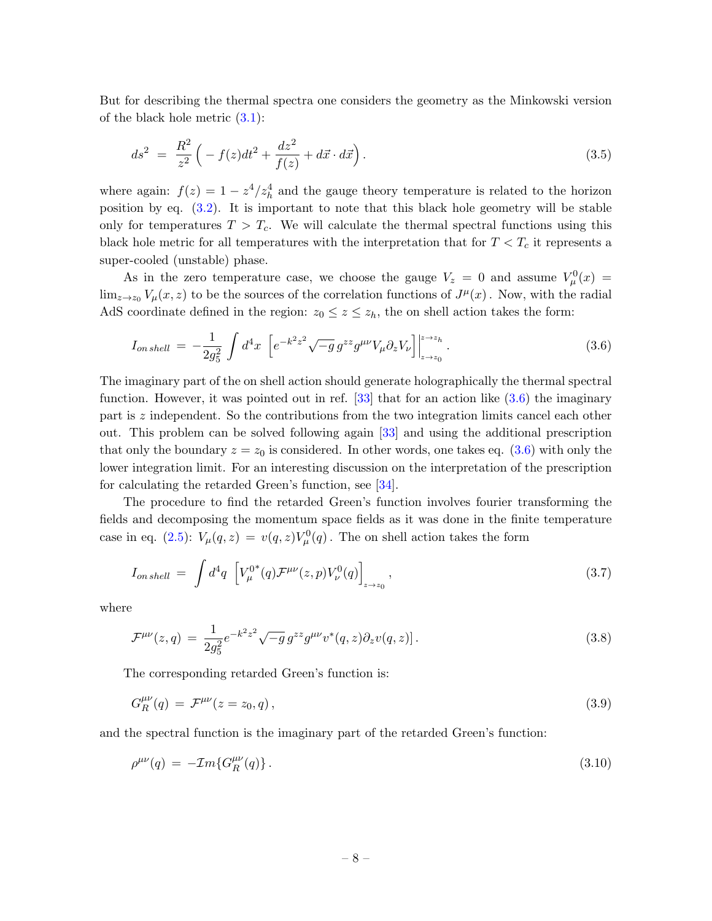But for describing the thermal spectra one considers the geometry as the Minkowski version of the black hole metric (3.1):

$$ds^2 \;=\; \frac{R^2}{z^2}\Big(-f(z)dt^2 + \frac{dz^2}{f(z)} + d\vec{x}\cdot d\vec{x}\Big)\,. \tag{3.5}$$

where again: $f(z) = 1 - z^4/z_h^4$ and the gauge theory temperature is related to the horizon position by eq. (3.2). It is important to note that this black hole geometry will be stable only for temperatures $T > T_c$. We will calculate the thermal spectral functions using this black hole metric for all temperatures with the interpretation that for $T < T_c$ it represents a super-cooled (unstable) phase.

As in the zero temperature case, we choose the gauge $V_z = 0$ and assume $V^0_\mu(x) = \lim_{z\to z_0} V_\mu(x,z)$ to be the sources of the correlation functions of $J^\mu(x)$. Now, with the radial AdS coordinate defined in the region: $z_0 \le z \le z_h$, the on shell action takes the form:

$$I_{on\,shell} \;=\; -\frac{1}{2g_5^2}\int d^4x\;\Big[e^{-k^2z^2}\sqrt{-g}\,g^{zz}g^{\mu\nu}V_\mu\partial_z V_\nu\Big]\Big|_{z\to z_0}^{z\to z_h}\,. \tag{3.6}$$

The imaginary part of the on shell action should generate holographically the thermal spectral function. However, it was pointed out in ref. [33] that for an action like (3.6) the imaginary part is $z$ independent. So the contributions from the two integration limits cancel each other out. This problem can be solved following again [33] and using the additional prescription that only the boundary $z = z_0$ is considered. In other words, one takes eq. (3.6) with only the lower integration limit. For an interesting discussion on the interpretation of the prescription for calculating the retarded Green's function, see [34].

The procedure to find the retarded Green's function involves fourier transforming the fields and decomposing the momentum space fields as it was done in the finite temperature case in eq. (2.5): $V_\mu(q,z) = v(q,z)V^0_\mu(q)$. The on shell action takes the form

$$I_{on\,shell} \;=\; \int d^4q\;\Big[V^{0*}_\mu(q)\mathcal{F}^{\mu\nu}(z,p)V^0_\nu(q)\Big]_{z\to z_0}\,, \tag{3.7}$$

where

$$\mathcal{F}^{\mu\nu}(z,q) \;=\; \frac{1}{2g_5^2}e^{-k^2z^2}\sqrt{-g}\,g^{zz}g^{\mu\nu}v^*(q,z)\partial_z v(q,z)]\,. \tag{3.8}$$

The corresponding retarded Green's function is:

$$G_R^{\mu\nu}(q) \;=\; \mathcal{F}^{\mu\nu}(z=z_0,q)\,, \tag{3.9}$$

and the spectral function is the imaginary part of the retarded Green's function:

$$\rho^{\mu\nu}(q) \;=\; -\mathcal{I}m\{G_R^{\mu\nu}(q)\}\,. \tag{3.10}$$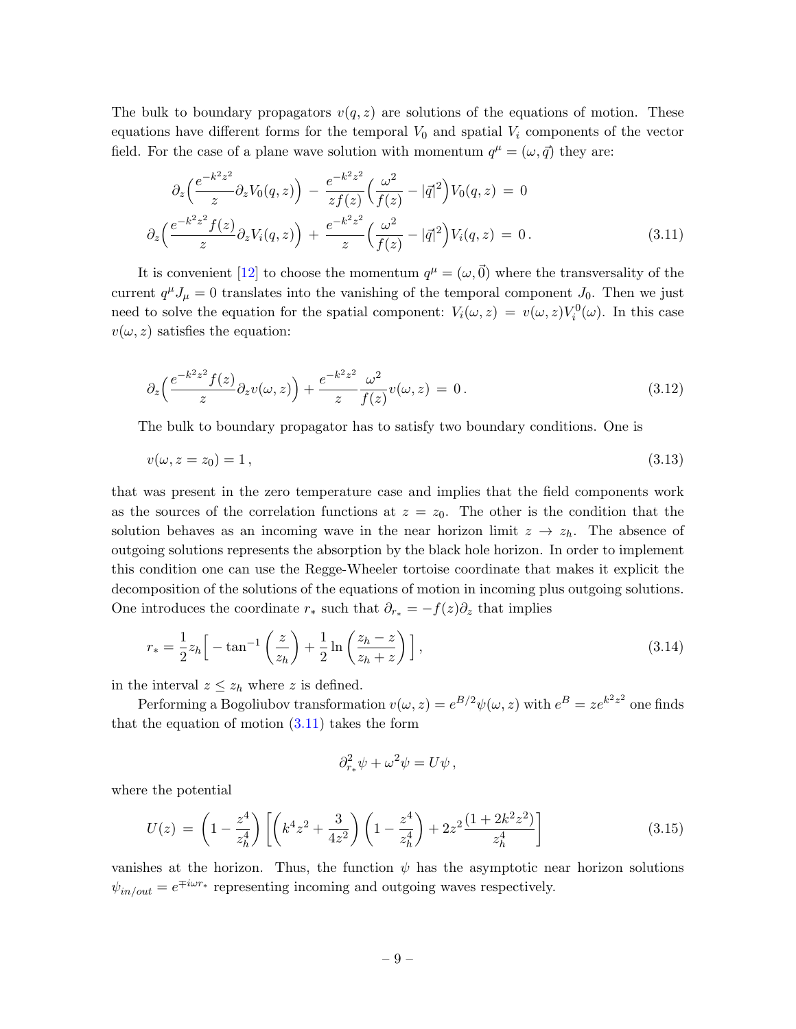The bulk to boundary propagators $v(q, z)$ are solutions of the equations of motion. These equations have different forms for the temporal $V_0$ and spatial $V_i$ components of the vector field. For the case of a plane wave solution with momentum $q^\mu = (\omega, \vec{q})$ they are:

$$
\begin{aligned}
\partial_z\Big(\frac{e^{-k^2z^2}}{z}\partial_z V_0(q,z)\Big) \;-\; \frac{e^{-k^2z^2}}{zf(z)}\Big(\frac{\omega^2}{f(z)} - |\vec{q}|^2\Big)V_0(q,z) \;=\; 0 \\
\partial_z\Big(\frac{e^{-k^2z^2}f(z)}{z}\partial_z V_i(q,z)\Big) \;+\; \frac{e^{-k^2z^2}}{z}\Big(\frac{\omega^2}{f(z)} - |\vec{q}|^2\Big)V_i(q,z) \;=\; 0\,.
\end{aligned}
\tag{3.11}
$$

It is convenient [12] to choose the momentum $q^\mu = (\omega, \vec{0})$ where the transversality of the current $q^\mu J_\mu = 0$ translates into the vanishing of the temporal component $J_0$. Then we just need to solve the equation for the spatial component: $V_i(\omega, z) = v(\omega, z)V_i^0(\omega)$. In this case $v(\omega, z)$ satisfies the equation:

$$
\partial_z\Big(\frac{e^{-k^2z^2}f(z)}{z}\partial_z v(\omega,z)\Big) + \frac{e^{-k^2z^2}}{z}\frac{\omega^2}{f(z)}v(\omega,z) \;=\; 0\,. \tag{3.12}
$$

The bulk to boundary propagator has to satisfy two boundary conditions. One is

$$
v(\omega, z = z_0) = 1\,, \tag{3.13}
$$

that was present in the zero temperature case and implies that the field components work as the sources of the correlation functions at $z = z_0$. The other is the condition that the solution behaves as an incoming wave in the near horizon limit $z \to z_h$. The absence of outgoing solutions represents the absorption by the black hole horizon. In order to implement this condition one can use the Regge-Wheeler tortoise coordinate that makes it explicit the decomposition of the solutions of the equations of motion in incoming plus outgoing solutions. One introduces the coordinate $r_*$ such that $\partial_{r_*} = -f(z)\partial_z$ that implies

$$
r_* = \frac{1}{2}z_h\Big[-\tan^{-1}\Big(\frac{z}{z_h}\Big) + \frac{1}{2}\ln\Big(\frac{z_h - z}{z_h + z}\Big)\Big]\,, \tag{3.14}
$$

in the interval $z \leq z_h$ where $z$ is defined.

Performing a Bogoliubov transformation $v(\omega, z) = e^{B/2}\psi(\omega, z)$ with $e^B = ze^{k^2z^2}$ one finds that the equation of motion (3.11) takes the form

$$
\partial^2_{r_*}\psi + \omega^2\psi = U\psi\,,
$$

where the potential

$$
U(z) \;=\; \left(1 - \frac{z^4}{z_h^4}\right)\left[\left(k^4z^2 + \frac{3}{4z^2}\right)\left(1 - \frac{z^4}{z_h^4}\right) + 2z^2\frac{(1 + 2k^2z^2)}{z_h^4}\right] \tag{3.15}
$$

vanishes at the horizon. Thus, the function $\psi$ has the asymptotic near horizon solutions $\psi_{in/out} = e^{\mp i\omega r_*}$ representing incoming and outgoing waves respectively.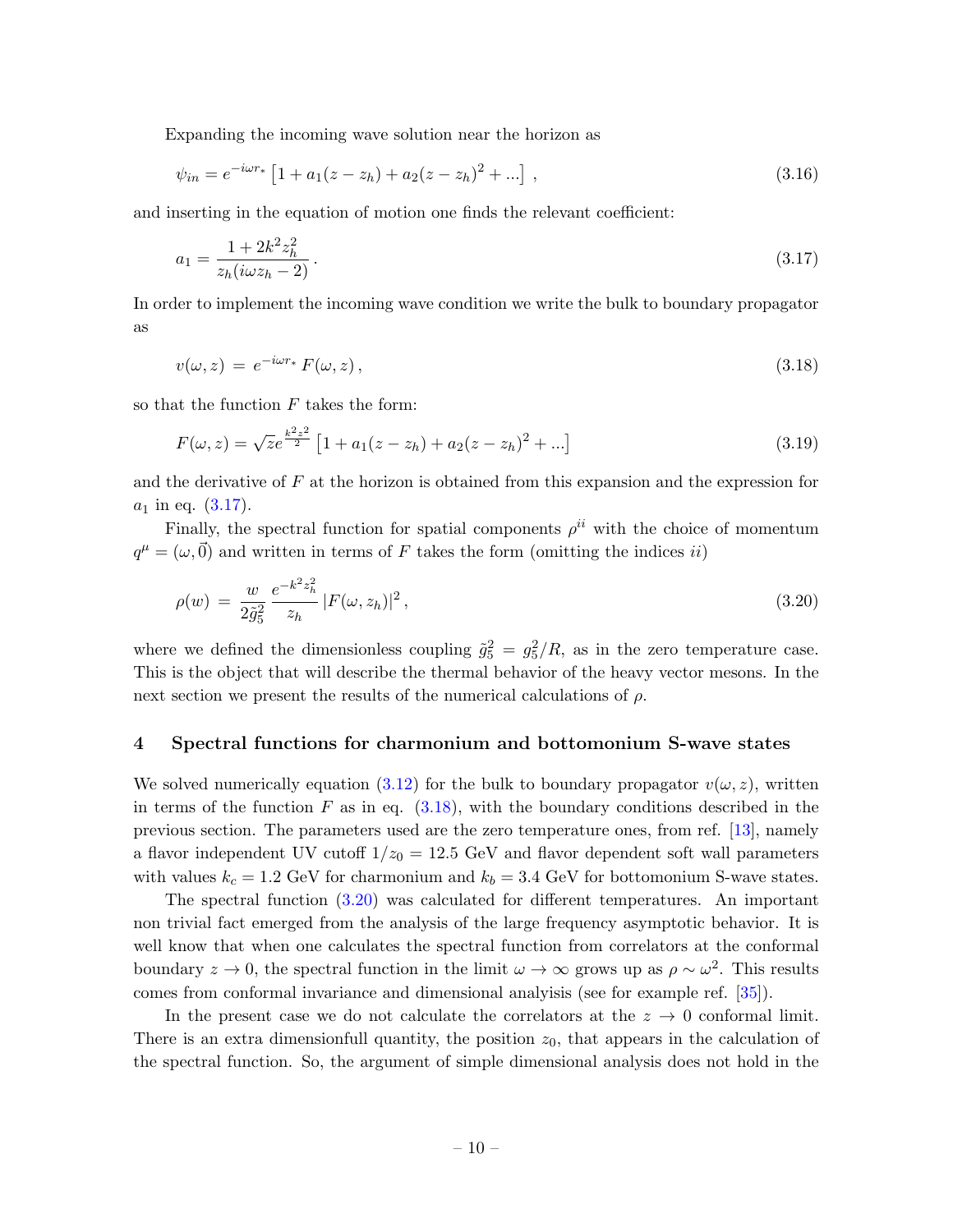Expanding the incoming wave solution near the horizon as

$$\psi_{in} = e^{-i\omega r_*} \left[ 1 + a_1(z - z_h) + a_2(z - z_h)^2 + ... \right] \,, \tag{3.16}$$

and inserting in the equation of motion one finds the relevant coefficient:

$$a_1 = \frac{1 + 2k^2 z_h^2}{z_h(i\omega z_h - 2)} \,. \tag{3.17}$$

In order to implement the incoming wave condition we write the bulk to boundary propagator as

$$v(\omega, z) \,=\, e^{-i\omega r_*} \, F(\omega, z) \,, \tag{3.18}$$

so that the function $F$ takes the form:

$$F(\omega, z) = \sqrt{z} e^{\frac{k^2 z^2}{2}} \left[ 1 + a_1(z - z_h) + a_2(z - z_h)^2 + ... \right] \tag{3.19}$$

and the derivative of $F$ at the horizon is obtained from this expansion and the expression for $a_1$ in eq. (3.17).

Finally, the spectral function for spatial components $\rho^{ii}$ with the choice of momentum $q^\mu = (\omega, \vec{0})$ and written in terms of $F$ takes the form (omitting the indices $ii$)

$$\rho(w) \,=\, \frac{w}{2\tilde{g}_5^2} \, \frac{e^{-k^2 z_h^2}}{z_h} \, |F(\omega, z_h)|^2 \,, \tag{3.20}$$

where we defined the dimensionless coupling $\tilde{g}_5^2 = g_5^2/R$, as in the zero temperature case. This is the object that will describe the thermal behavior of the heavy vector mesons. In the next section we present the results of the numerical calculations of $\rho$.

## 4 Spectral functions for charmonium and bottomonium S-wave states

We solved numerically equation (3.12) for the bulk to boundary propagator $v(\omega, z)$, written in terms of the function $F$ as in eq. (3.18), with the boundary conditions described in the previous section. The parameters used are the zero temperature ones, from ref. [13], namely a flavor independent UV cutoff $1/z_0 = 12.5$ GeV and flavor dependent soft wall parameters with values $k_c = 1.2$ GeV for charmonium and $k_b = 3.4$ GeV for bottomonium S-wave states.

The spectral function (3.20) was calculated for different temperatures. An important non trivial fact emerged from the analysis of the large frequency asymptotic behavior. It is well know that when one calculates the spectral function from correlators at the conformal boundary $z \to 0$, the spectral function in the limit $\omega \to \infty$ grows up as $\rho \sim \omega^2$. This results comes from conformal invariance and dimensional analyisis (see for example ref. [35]).

In the present case we do not calculate the correlators at the $z \to 0$ conformal limit. There is an extra dimensionfull quantity, the position $z_0$, that appears in the calculation of the spectral function. So, the argument of simple dimensional analysis does not hold in the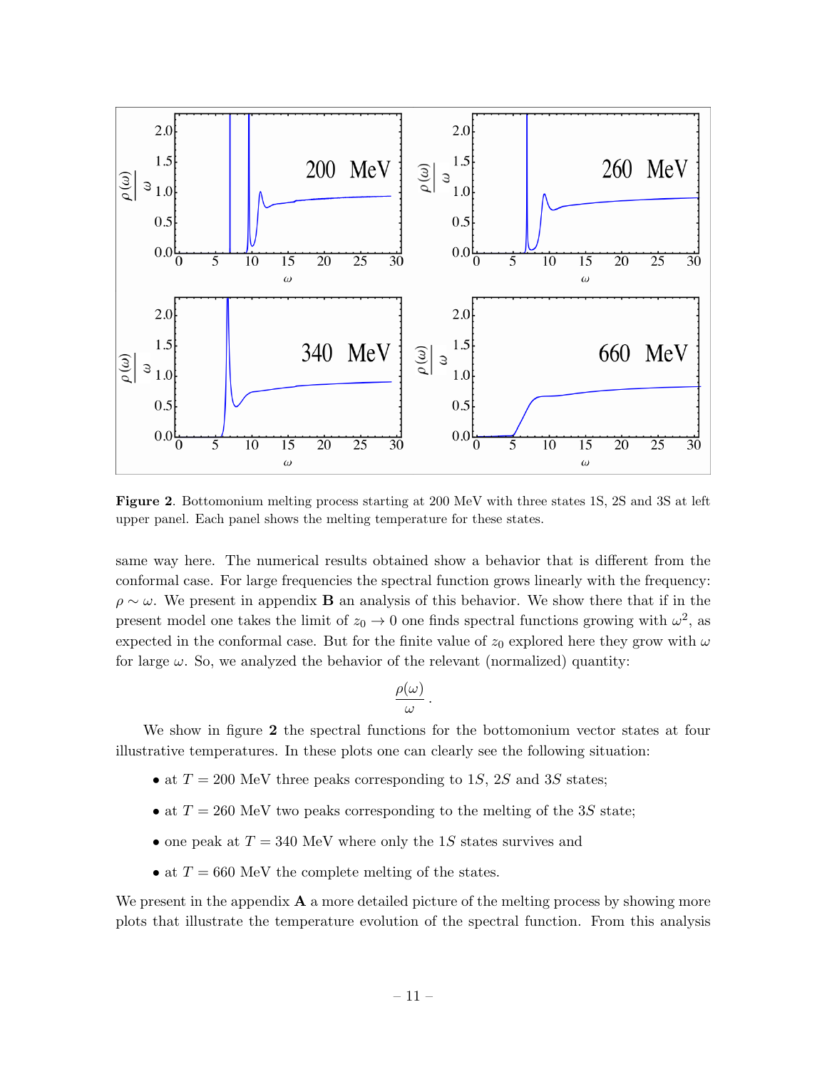**Figure 2**. Bottomonium melting process starting at 200 MeV with three states 1S, 2S and 3S at left upper panel. Each panel shows the melting temperature for these states.

same way here. The numerical results obtained show a behavior that is different from the conformal case. For large frequencies the spectral function grows linearly with the frequency: $\rho \sim \omega$. We present in appendix **B** an analysis of this behavior. We show there that if in the present model one takes the limit of $z_0 \to 0$ one finds spectral functions growing with $\omega^2$, as expected in the conformal case. But for the finite value of $z_0$ explored here they grow with $\omega$ for large $\omega$. So, we analyzed the behavior of the relevant (normalized) quantity:

$$\frac{\rho(\omega)}{\omega}\,.$$

We show in figure **2** the spectral functions for the bottomonium vector states at four illustrative temperatures. In these plots one can clearly see the following situation:

- at $T = 200$ MeV three peaks corresponding to $1S$, $2S$ and $3S$ states;
- at $T = 260$ MeV two peaks corresponding to the melting of the $3S$ state;
- one peak at $T = 340$ MeV where only the $1S$ states survives and
- at $T = 660$ MeV the complete melting of the states.

We present in the appendix **A** a more detailed picture of the melting process by showing more plots that illustrate the temperature evolution of the spectral function. From this analysis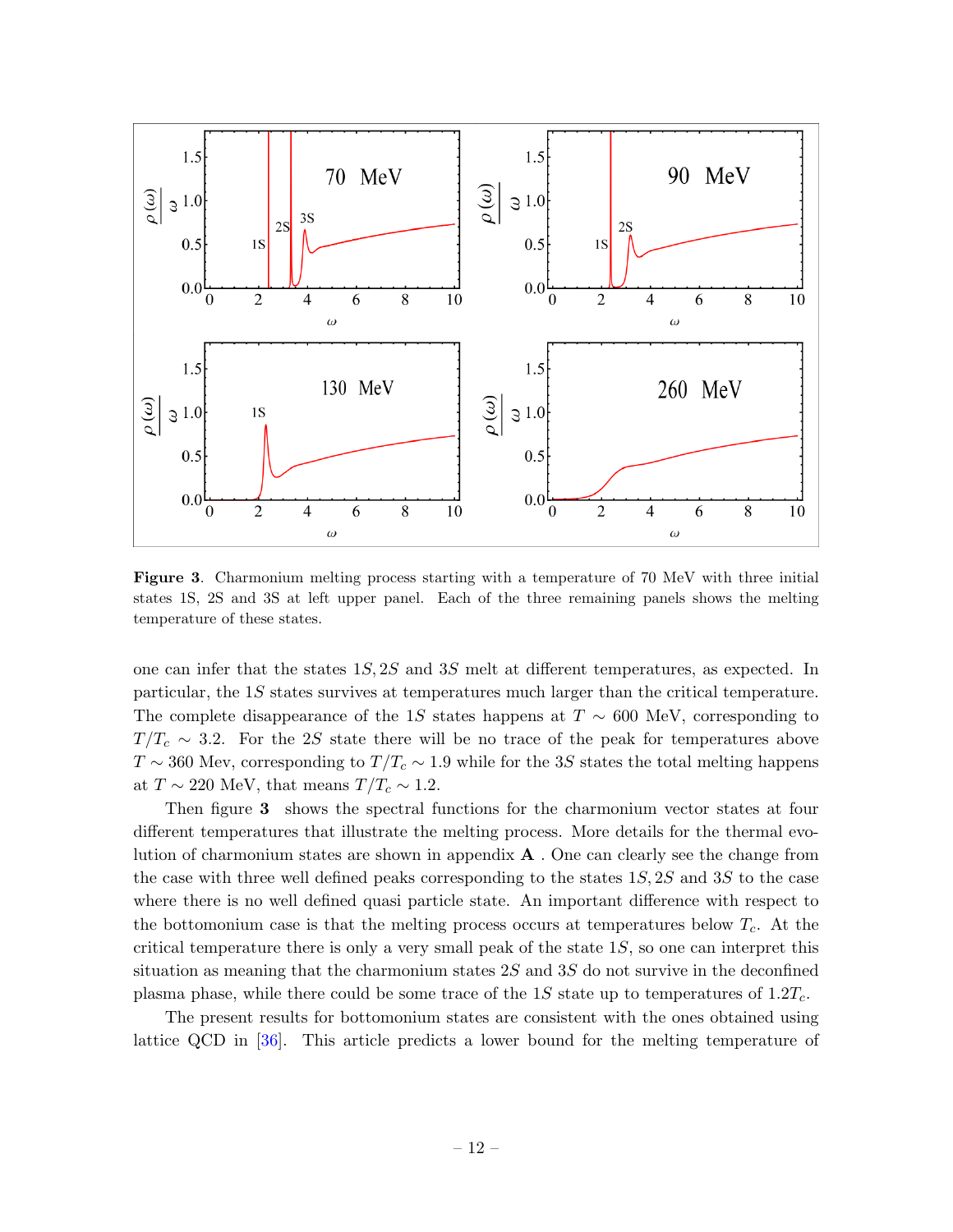**Figure 3**. Charmonium melting process starting with a temperature of 70 MeV with three initial states 1S, 2S and 3S at left upper panel. Each of the three remaining panels shows the melting temperature of these states.

one can infer that the states $1S, 2S$ and $3S$ melt at different temperatures, as expected. In particular, the $1S$ states survives at temperatures much larger than the critical temperature. The complete disappearance of the $1S$ states happens at $T \sim 600$ MeV, corresponding to $T/T_c \sim 3.2$. For the $2S$ state there will be no trace of the peak for temperatures above $T \sim 360$ Mev, corresponding to $T/T_c \sim 1.9$ while for the $3S$ states the total melting happens at $T \sim 220$ MeV, that means $T/T_c \sim 1.2$.

Then figure **3** shows the spectral functions for the charmonium vector states at four different temperatures that illustrate the melting process. More details for the thermal evolution of charmonium states are shown in appendix **A** . One can clearly see the change from the case with three well defined peaks corresponding to the states $1S, 2S$ and $3S$ to the case where there is no well defined quasi particle state. An important difference with respect to the bottomonium case is that the melting process occurs at temperatures below $T_c$. At the critical temperature there is only a very small peak of the state $1S$, so one can interpret this situation as meaning that the charmonium states $2S$ and $3S$ do not survive in the deconfined plasma phase, while there could be some trace of the $1S$ state up to temperatures of $1.2T_c$.

The present results for bottomonium states are consistent with the ones obtained using lattice QCD in [36]. This article predicts a lower bound for the melting temperature of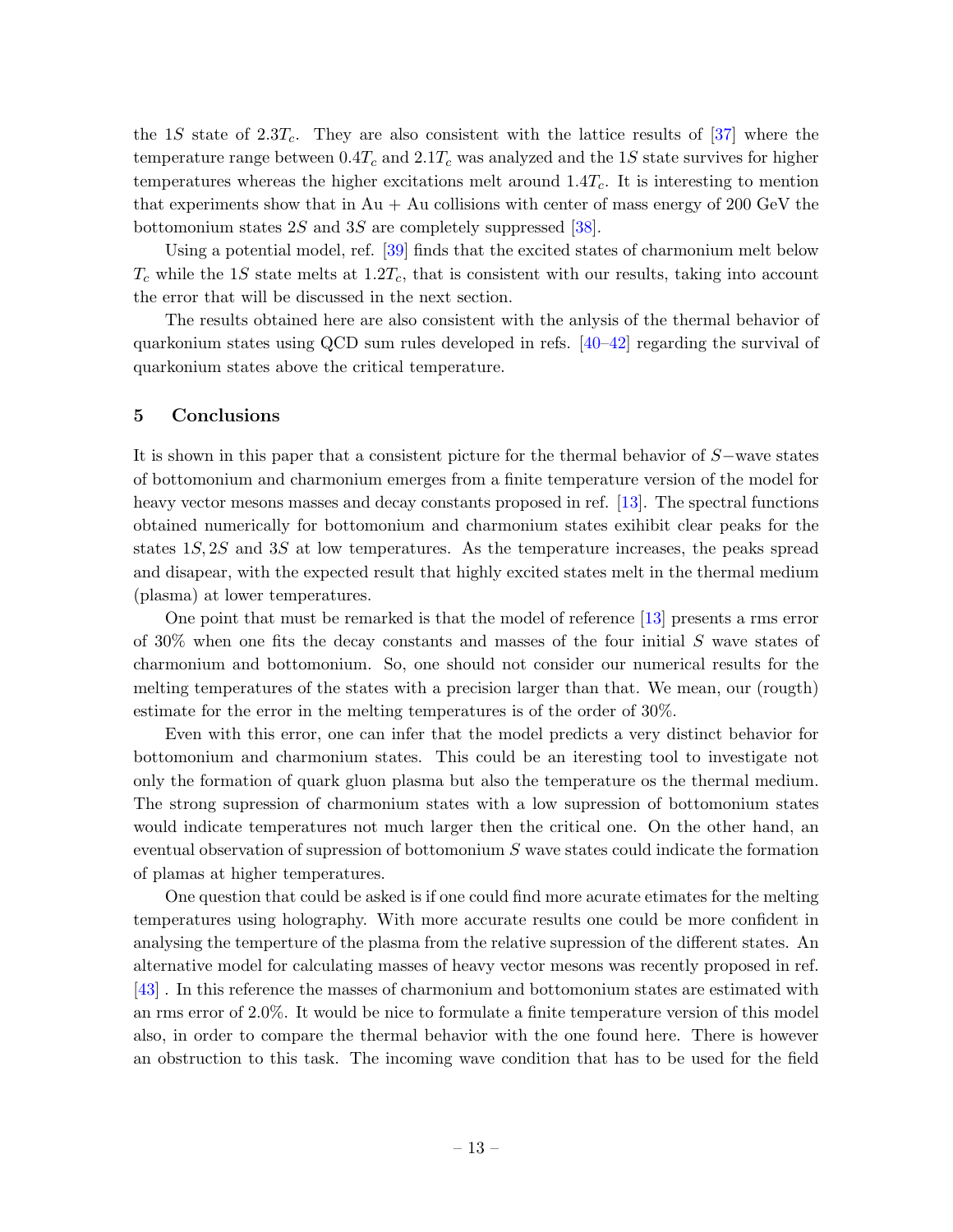the $1S$ state of $2.3T_c$. They are also consistent with the lattice results of [37] where the temperature range between $0.4T_c$ and $2.1T_c$ was analyzed and the $1S$ state survives for higher temperatures whereas the higher excitations melt around $1.4T_c$. It is interesting to mention that experiments show that in Au + Au collisions with center of mass energy of 200 GeV the bottomonium states $2S$ and $3S$ are completely suppressed [38].

Using a potential model, ref. [39] finds that the excited states of charmonium melt below $T_c$ while the $1S$ state melts at $1.2T_c$, that is consistent with our results, taking into account the error that will be discussed in the next section.

The results obtained here are also consistent with the anlysis of the thermal behavior of quarkonium states using QCD sum rules developed in refs. [40–42] regarding the survival of quarkonium states above the critical temperature.

## 5 Conclusions

It is shown in this paper that a consistent picture for the thermal behavior of $S-$wave states of bottomonium and charmonium emerges from a finite temperature version of the model for heavy vector mesons masses and decay constants proposed in ref. [13]. The spectral functions obtained numerically for bottomonium and charmonium states exihibit clear peaks for the states $1S, 2S$ and $3S$ at low temperatures. As the temperature increases, the peaks spread and disapear, with the expected result that highly excited states melt in the thermal medium (plasma) at lower temperatures.

One point that must be remarked is that the model of reference [13] presents a rms error of 30% when one fits the decay constants and masses of the four initial $S$ wave states of charmonium and bottomonium. So, one should not consider our numerical results for the melting temperatures of the states with a precision larger than that. We mean, our (rougth) estimate for the error in the melting temperatures is of the order of 30%.

Even with this error, one can infer that the model predicts a very distinct behavior for bottomonium and charmonium states. This could be an iteresting tool to investigate not only the formation of quark gluon plasma but also the temperature os the thermal medium. The strong supression of charmonium states with a low supression of bottomonium states would indicate temperatures not much larger then the critical one. On the other hand, an eventual observation of supression of bottomonium $S$ wave states could indicate the formation of plamas at higher temperatures.

One question that could be asked is if one could find more acurate etimates for the melting temperatures using holography. With more accurate results one could be more confident in analysing the temperture of the plasma from the relative supression of the different states. An alternative model for calculating masses of heavy vector mesons was recently proposed in ref. [43] . In this reference the masses of charmonium and bottomonium states are estimated with an rms error of 2.0%. It would be nice to formulate a finite temperature version of this model also, in order to compare the thermal behavior with the one found here. There is however an obstruction to this task. The incoming wave condition that has to be used for the field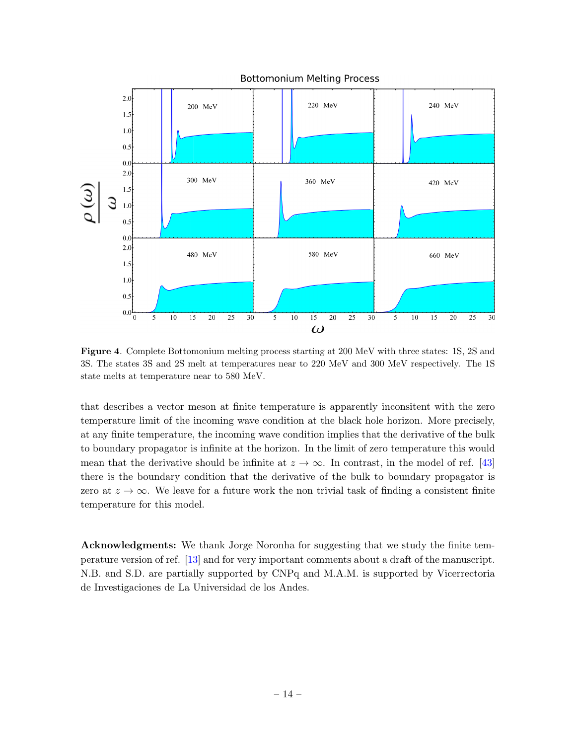**Figure 4**. Complete Bottomonium melting process starting at 200 MeV with three states: 1S, 2S and 3S. The states 3S and 2S melt at temperatures near to 220 MeV and 300 MeV respectively. The 1S state melts at temperature near to 580 MeV.

that describes a vector meson at finite temperature is apparently inconsitent with the zero temperature limit of the incoming wave condition at the black hole horizon. More precisely, at any finite temperature, the incoming wave condition implies that the derivative of the bulk to boundary propagator is infinite at the horizon. In the limit of zero temperature this would mean that the derivative should be infinite at $z \to \infty$. In contrast, in the model of ref. [43] there is the boundary condition that the derivative of the bulk to boundary propagator is zero at $z \to \infty$. We leave for a future work the non trivial task of finding a consistent finite temperature for this model.

**Acknowledgments:** We thank Jorge Noronha for suggesting that we study the finite temperature version of ref. [13] and for very important comments about a draft of the manuscript. N.B. and S.D. are partially supported by CNPq and M.A.M. is supported by Vicerrectoria de Investigaciones de La Universidad de los Andes.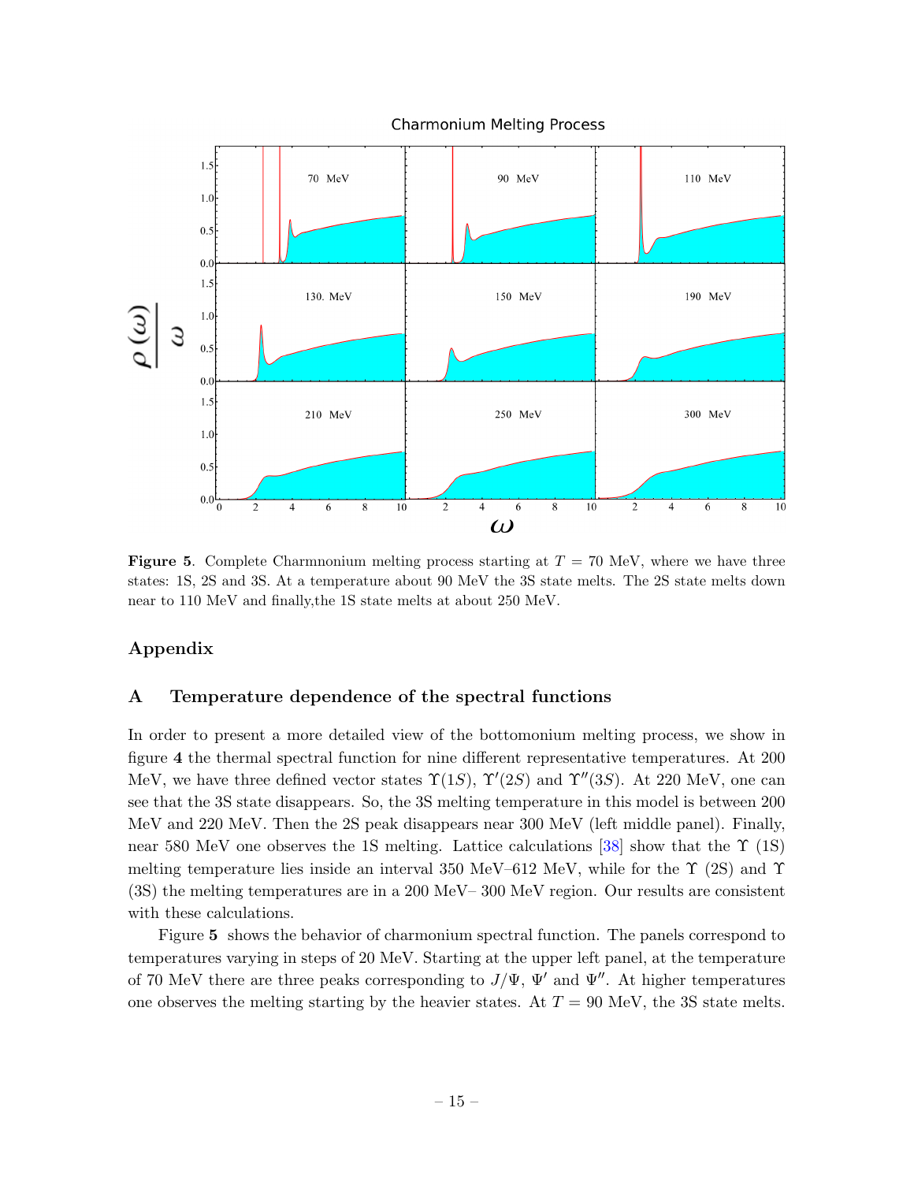**Figure 5**. Complete Charmnonium melting process starting at $T = 70$ MeV, where we have three states: 1S, 2S and 3S. At a temperature about 90 MeV the 3S state melts. The 2S state melts down near to 110 MeV and finally,the 1S state melts at about 250 MeV.

## Appendix

### A Temperature dependence of the spectral functions

In order to present a more detailed view of the bottomonium melting process, we show in figure **4** the thermal spectral function for nine different representative temperatures. At 200 MeV, we have three defined vector states $\Upsilon(1S)$, $\Upsilon'(2S)$ and $\Upsilon''(3S)$. At 220 MeV, one can see that the 3S state disappears. So, the 3S melting temperature in this model is between 200 MeV and 220 MeV. Then the 2S peak disappears near 300 MeV (left middle panel). Finally, near 580 MeV one observes the 1S melting. Lattice calculations [38] show that the $\Upsilon$ (1S) melting temperature lies inside an interval 350 MeV–612 MeV, while for the $\Upsilon$ (2S) and $\Upsilon$ (3S) the melting temperatures are in a 200 MeV– 300 MeV region. Our results are consistent with these calculations.

Figure **5** shows the behavior of charmonium spectral function. The panels correspond to temperatures varying in steps of 20 MeV. Starting at the upper left panel, at the temperature of 70 MeV there are three peaks corresponding to $J/\Psi$, $\Psi'$ and $\Psi''$. At higher temperatures one observes the melting starting by the heavier states. At $T = 90$ MeV, the 3S state melts.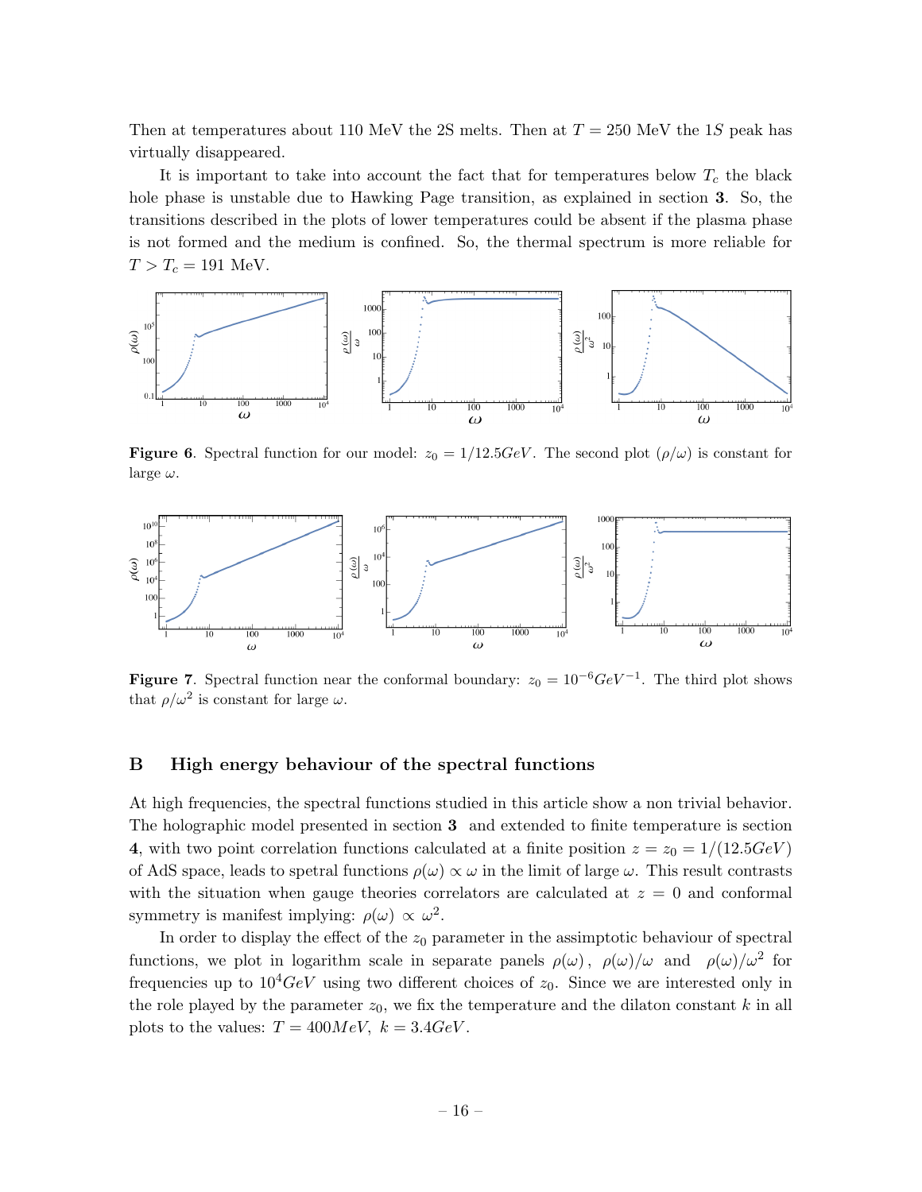Then at temperatures about 110 MeV the 2S melts. Then at $T = 250$ MeV the $1S$ peak has virtually disappeared.

It is important to take into account the fact that for temperatures below $T_c$ the black hole phase is unstable due to Hawking Page transition, as explained in section **3**. So, the transitions described in the plots of lower temperatures could be absent if the plasma phase is not formed and the medium is confined. So, the thermal spectrum is more reliable for $T > T_c = 191$ MeV.

**Figure 6**. Spectral function for our model: $z_0 = 1/12.5GeV$. The second plot $(\rho/\omega)$ is constant for large $\omega$.

**Figure 7**. Spectral function near the conformal boundary: $z_0 = 10^{-6}GeV^{-1}$. The third plot shows that $\rho/\omega^2$ is constant for large $\omega$.

## B High energy behaviour of the spectral functions

At high frequencies, the spectral functions studied in this article show a non trivial behavior. The holographic model presented in section **3** and extended to finite temperature is section **4**, with two point correlation functions calculated at a finite position $z = z_0 = 1/(12.5GeV)$ of AdS space, leads to spetral functions $\rho(\omega) \propto \omega$ in the limit of large $\omega$. This result contrasts with the situation when gauge theories correlators are calculated at $z = 0$ and conformal symmetry is manifest implying: $\rho(\omega) \propto \omega^2$.

In order to display the effect of the $z_0$ parameter in the assimptotic behaviour of spectral functions, we plot in logarithm scale in separate panels $\rho(\omega)$ , $\rho(\omega)/\omega$ and $\rho(\omega)/\omega^2$ for frequencies up to $10^4 GeV$ using two different choices of $z_0$. Since we are interested only in the role played by the parameter $z_0$, we fix the temperature and the dilaton constant $k$ in all plots to the values: $T = 400MeV$, $k = 3.4GeV$.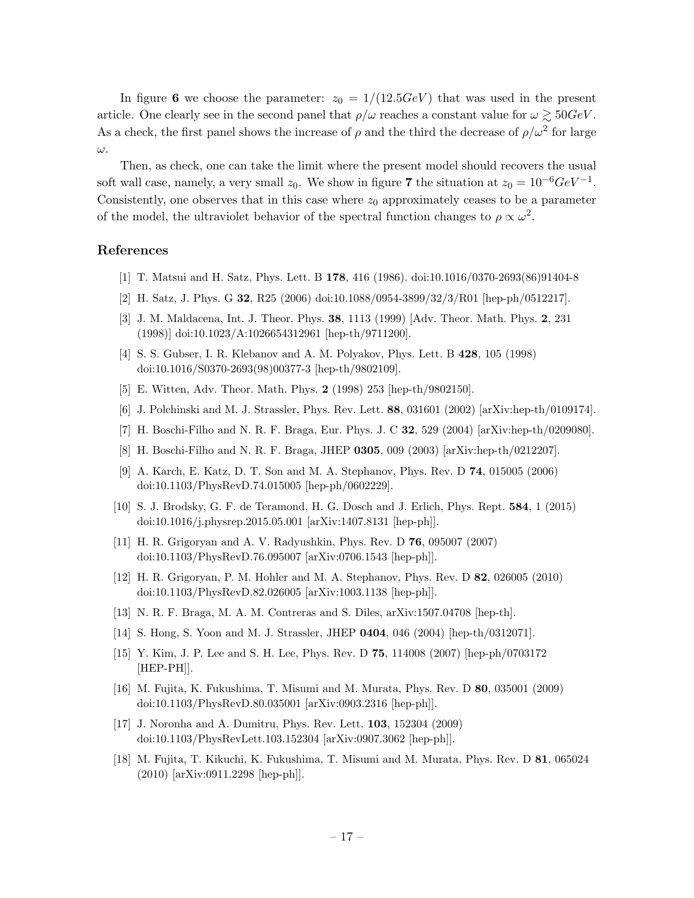In figure **6** we choose the parameter: $z_0 = 1/(12.5GeV)$ that was used in the present article. One clearly see in the second panel that $\rho/\omega$ reaches a constant value for $\omega \gtrsim 50GeV$. As a check, the first panel shows the increase of $\rho$ and the third the decrease of $\rho/\omega^2$ for large $\omega$.

Then, as check, one can take the limit where the present model should recovers the usual soft wall case, namely, a very small $z_0$. We show in figure **7** the situation at $z_0 = 10^{-6}GeV^{-1}$. Consistently, one observes that in this case where $z_0$ approximately ceases to be a parameter of the model, the ultraviolet behavior of the spectral function changes to $\rho \propto \omega^2$.

## References

[1] T. Matsui and H. Satz, Phys. Lett. B **178**, 416 (1986). doi:10.1016/0370-2693(86)91404-8

[2] H. Satz, J. Phys. G **32**, R25 (2006) doi:10.1088/0954-3899/32/3/R01 [hep-ph/0512217].

[3] J. M. Maldacena, Int. J. Theor. Phys. **38**, 1113 (1999) [Adv. Theor. Math. Phys. **2**, 231 (1998)] doi:10.1023/A:1026654312961 [hep-th/9711200].

[4] S. S. Gubser, I. R. Klebanov and A. M. Polyakov, Phys. Lett. B **428**, 105 (1998) doi:10.1016/S0370-2693(98)00377-3 [hep-th/9802109].

[5] E. Witten, Adv. Theor. Math. Phys. **2** (1998) 253 [hep-th/9802150].

[6] J. Polchinski and M. J. Strassler, Phys. Rev. Lett. **88**, 031601 (2002) [arXiv:hep-th/0109174].

[7] H. Boschi-Filho and N. R. F. Braga, Eur. Phys. J. C **32**, 529 (2004) [arXiv:hep-th/0209080].

[8] H. Boschi-Filho and N. R. F. Braga, JHEP **0305**, 009 (2003) [arXiv:hep-th/0212207].

[9] A. Karch, E. Katz, D. T. Son and M. A. Stephanov, Phys. Rev. D **74**, 015005 (2006) doi:10.1103/PhysRevD.74.015005 [hep-ph/0602229].

[10] S. J. Brodsky, G. F. de Teramond, H. G. Dosch and J. Erlich, Phys. Rept. **584**, 1 (2015) doi:10.1016/j.physrep.2015.05.001 [arXiv:1407.8131 [hep-ph]].

[11] H. R. Grigoryan and A. V. Radyushkin, Phys. Rev. D **76**, 095007 (2007) doi:10.1103/PhysRevD.76.095007 [arXiv:0706.1543 [hep-ph]].

[12] H. R. Grigoryan, P. M. Hohler and M. A. Stephanov, Phys. Rev. D **82**, 026005 (2010) doi:10.1103/PhysRevD.82.026005 [arXiv:1003.1138 [hep-ph]].

[13] N. R. F. Braga, M. A. M. Contreras and S. Diles, arXiv:1507.04708 [hep-th].

[14] S. Hong, S. Yoon and M. J. Strassler, JHEP **0404**, 046 (2004) [hep-th/0312071].

[15] Y. Kim, J. P. Lee and S. H. Lee, Phys. Rev. D **75**, 114008 (2007) [hep-ph/0703172 [HEP-PH]].

[16] M. Fujita, K. Fukushima, T. Misumi and M. Murata, Phys. Rev. D **80**, 035001 (2009) doi:10.1103/PhysRevD.80.035001 [arXiv:0903.2316 [hep-ph]].

[17] J. Noronha and A. Dumitru, Phys. Rev. Lett. **103**, 152304 (2009) doi:10.1103/PhysRevLett.103.152304 [arXiv:0907.3062 [hep-ph]].

[18] M. Fujita, T. Kikuchi, K. Fukushima, T. Misumi and M. Murata, Phys. Rev. D **81**, 065024 (2010) [arXiv:0911.2298 [hep-ph]].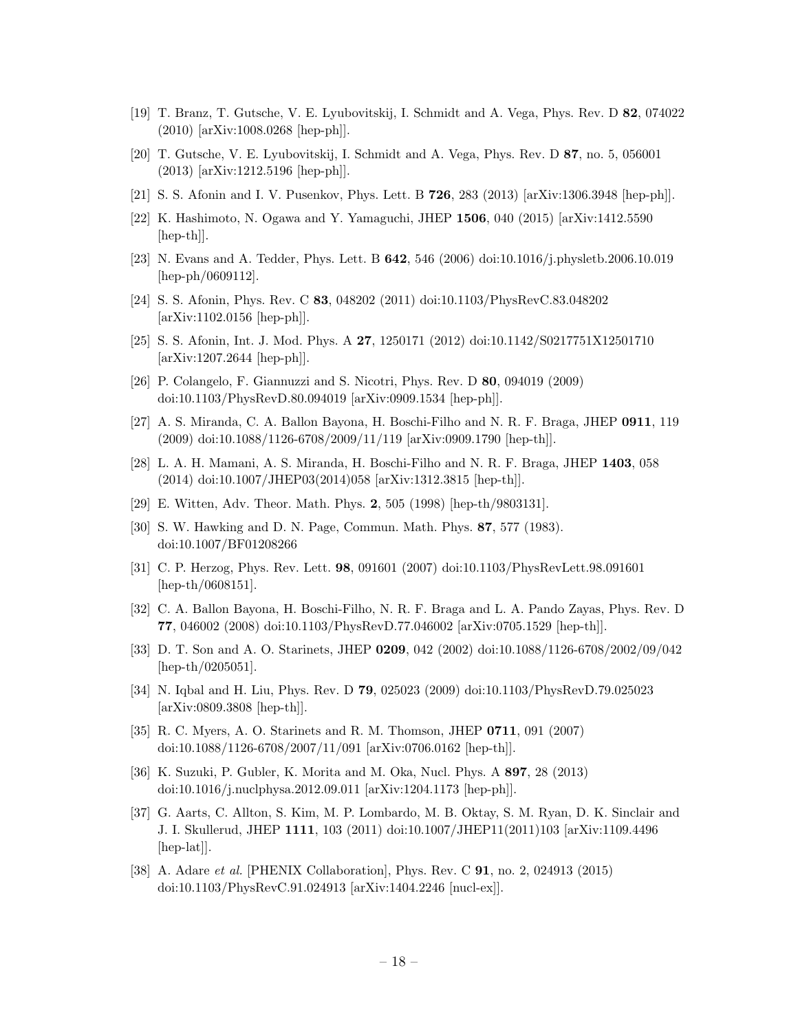[19] T. Branz, T. Gutsche, V. E. Lyubovitskij, I. Schmidt and A. Vega, Phys. Rev. D **82**, 074022 (2010) [arXiv:1008.0268 [hep-ph]].

[20] T. Gutsche, V. E. Lyubovitskij, I. Schmidt and A. Vega, Phys. Rev. D **87**, no. 5, 056001 (2013) [arXiv:1212.5196 [hep-ph]].

[21] S. S. Afonin and I. V. Pusenkov, Phys. Lett. B **726**, 283 (2013) [arXiv:1306.3948 [hep-ph]].

[22] K. Hashimoto, N. Ogawa and Y. Yamaguchi, JHEP **1506**, 040 (2015) [arXiv:1412.5590 [hep-th]].

[23] N. Evans and A. Tedder, Phys. Lett. B **642**, 546 (2006) doi:10.1016/j.physletb.2006.10.019 [hep-ph/0609112].

[24] S. S. Afonin, Phys. Rev. C **83**, 048202 (2011) doi:10.1103/PhysRevC.83.048202 [arXiv:1102.0156 [hep-ph]].

[25] S. S. Afonin, Int. J. Mod. Phys. A **27**, 1250171 (2012) doi:10.1142/S0217751X12501710 [arXiv:1207.2644 [hep-ph]].

[26] P. Colangelo, F. Giannuzzi and S. Nicotri, Phys. Rev. D **80**, 094019 (2009) doi:10.1103/PhysRevD.80.094019 [arXiv:0909.1534 [hep-ph]].

[27] A. S. Miranda, C. A. Ballon Bayona, H. Boschi-Filho and N. R. F. Braga, JHEP **0911**, 119 (2009) doi:10.1088/1126-6708/2009/11/119 [arXiv:0909.1790 [hep-th]].

[28] L. A. H. Mamani, A. S. Miranda, H. Boschi-Filho and N. R. F. Braga, JHEP **1403**, 058 (2014) doi:10.1007/JHEP03(2014)058 [arXiv:1312.3815 [hep-th]].

[29] E. Witten, Adv. Theor. Math. Phys. **2**, 505 (1998) [hep-th/9803131].

[30] S. W. Hawking and D. N. Page, Commun. Math. Phys. **87**, 577 (1983). doi:10.1007/BF01208266

[31] C. P. Herzog, Phys. Rev. Lett. **98**, 091601 (2007) doi:10.1103/PhysRevLett.98.091601 [hep-th/0608151].

[32] C. A. Ballon Bayona, H. Boschi-Filho, N. R. F. Braga and L. A. Pando Zayas, Phys. Rev. D **77**, 046002 (2008) doi:10.1103/PhysRevD.77.046002 [arXiv:0705.1529 [hep-th]].

[33] D. T. Son and A. O. Starinets, JHEP **0209**, 042 (2002) doi:10.1088/1126-6708/2002/09/042 [hep-th/0205051].

[34] N. Iqbal and H. Liu, Phys. Rev. D **79**, 025023 (2009) doi:10.1103/PhysRevD.79.025023 [arXiv:0809.3808 [hep-th]].

[35] R. C. Myers, A. O. Starinets and R. M. Thomson, JHEP **0711**, 091 (2007) doi:10.1088/1126-6708/2007/11/091 [arXiv:0706.0162 [hep-th]].

[36] K. Suzuki, P. Gubler, K. Morita and M. Oka, Nucl. Phys. A **897**, 28 (2013) doi:10.1016/j.nuclphysa.2012.09.011 [arXiv:1204.1173 [hep-ph]].

[37] G. Aarts, C. Allton, S. Kim, M. P. Lombardo, M. B. Oktay, S. M. Ryan, D. K. Sinclair and J. I. Skullerud, JHEP **1111**, 103 (2011) doi:10.1007/JHEP11(2011)103 [arXiv:1109.4496 [hep-lat]].

[38] A. Adare *et al.* [PHENIX Collaboration], Phys. Rev. C **91**, no. 2, 024913 (2015) doi:10.1103/PhysRevC.91.024913 [arXiv:1404.2246 [nucl-ex]].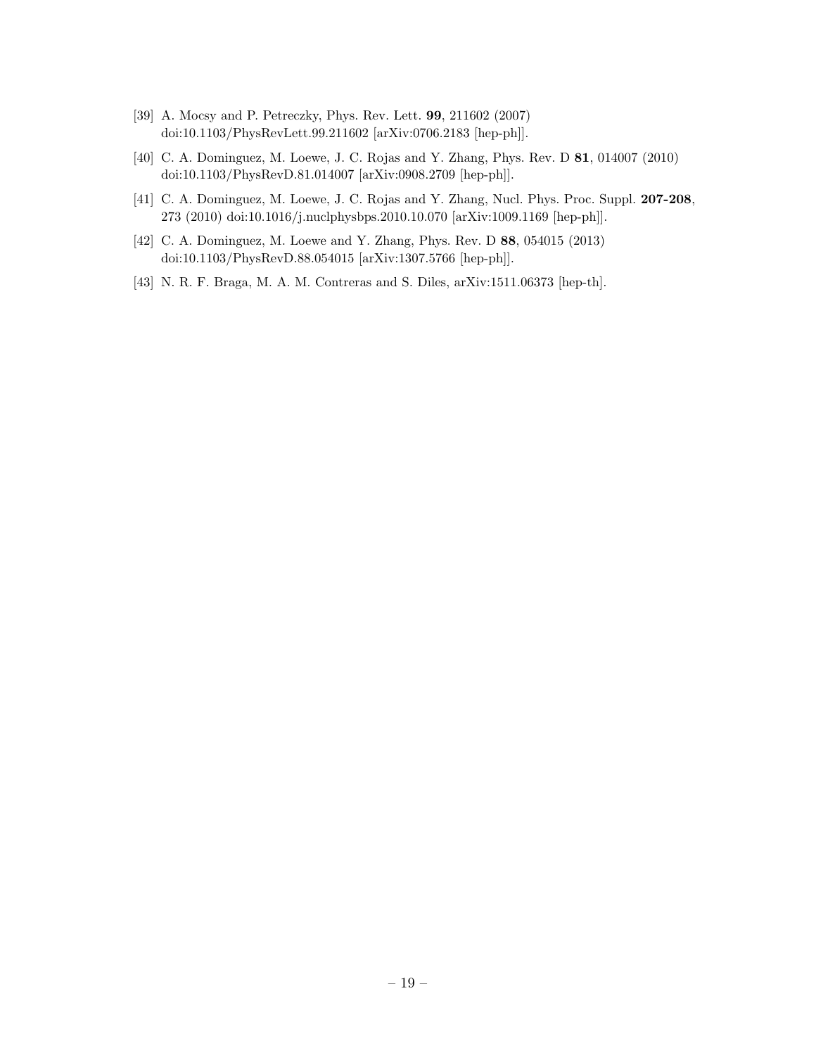[39] A. Mocsy and P. Petreczky, Phys. Rev. Lett. **99**, 211602 (2007) doi:10.1103/PhysRevLett.99.211602 [arXiv:0706.2183 [hep-ph]].

[40] C. A. Dominguez, M. Loewe, J. C. Rojas and Y. Zhang, Phys. Rev. D **81**, 014007 (2010) doi:10.1103/PhysRevD.81.014007 [arXiv:0908.2709 [hep-ph]].

[41] C. A. Dominguez, M. Loewe, J. C. Rojas and Y. Zhang, Nucl. Phys. Proc. Suppl. **207-208**, 273 (2010) doi:10.1016/j.nuclphysbps.2010.10.070 [arXiv:1009.1169 [hep-ph]].

[42] C. A. Dominguez, M. Loewe and Y. Zhang, Phys. Rev. D **88**, 054015 (2013) doi:10.1103/PhysRevD.88.054015 [arXiv:1307.5766 [hep-ph]].

[43] N. R. F. Braga, M. A. M. Contreras and S. Diles, arXiv:1511.06373 [hep-th].